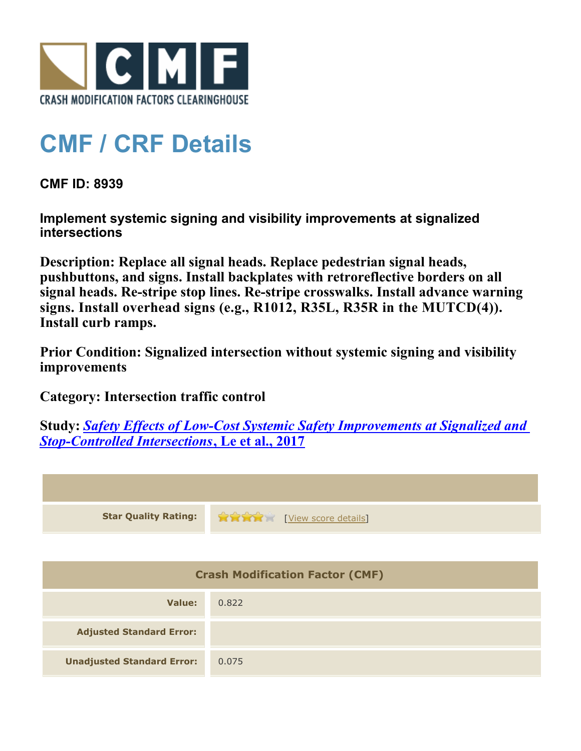CRASH MODIFICATION FACTORS CLEARINGHOUSE

# CMF / CRF Details

**CMF ID: 8939**

**Implement systemic signing and visibility improvements at signalized intersections**

**Description: Replace all signal heads. Replace pedestrian signal heads, pushbuttons, and signs. Install backplates with retroreflective borders on all signal heads. Re-stripe stop lines. Re-stripe crosswalks. Install advance warning signs. Install overhead signs (e.g., R1012, R35L, R35R in the MUTCD(4)). Install curb ramps.**

**Prior Condition: Signalized intersection without systemic signing and visibility improvements**

**Category: Intersection traffic control**

**Study: *Safety Effects of Low-Cost Systemic Safety Improvements at Signalized and Stop-Controlled Intersections*, Le et al., 2017**

| | |
|---|---|
| **Star Quality Rating:** | 4 of 5 stars [View score details] |

| Crash Modification Factor (CMF) | |
|---|---|
| **Value:** | 0.822 |
| **Adjusted Standard Error:** | |
| **Unadjusted Standard Error:** | 0.075 |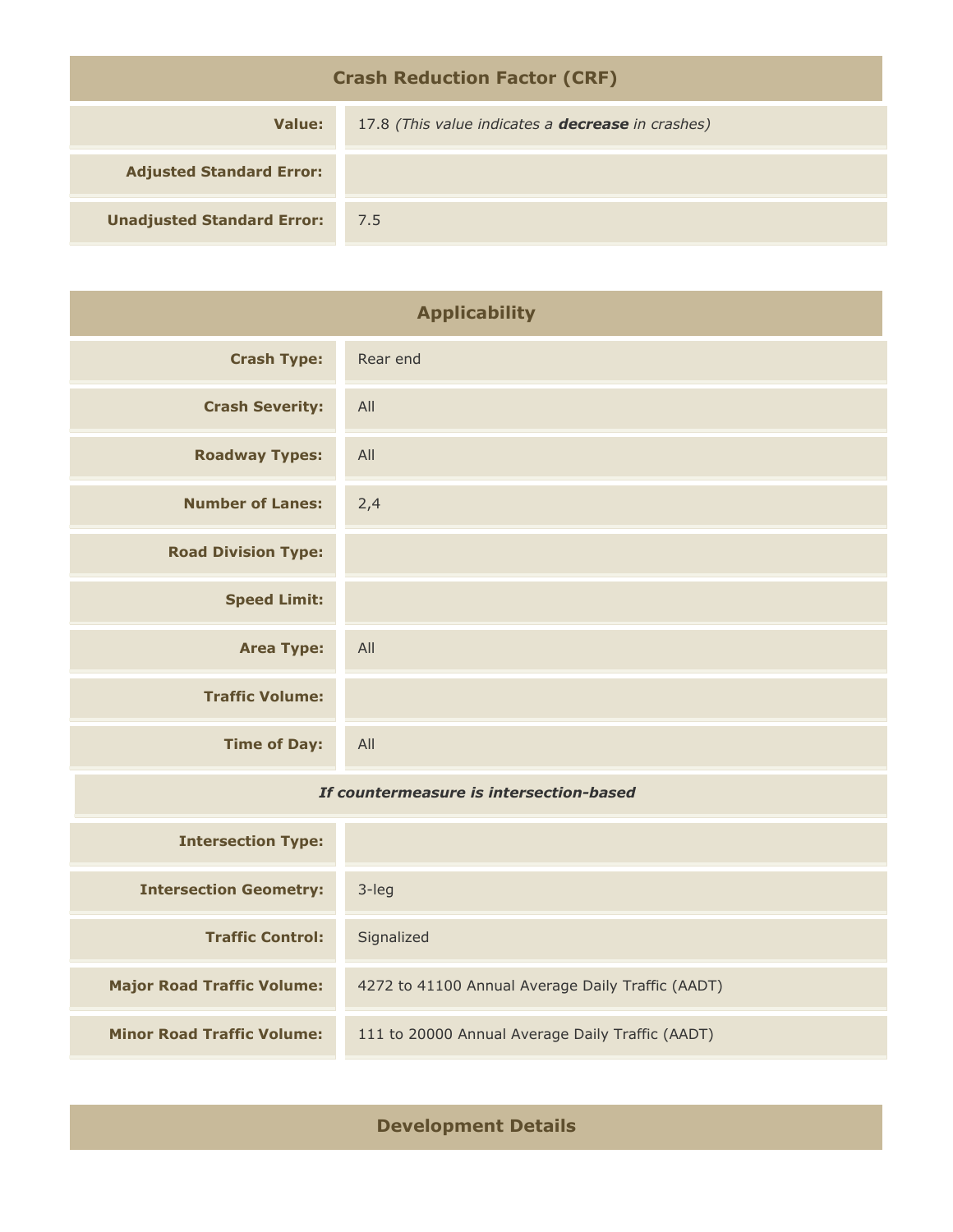| Crash Reduction Factor (CRF) | |
|---|---|
| **Value:** | 17.8 *(This value indicates a* ***decrease*** *in crashes)* |
| **Adjusted Standard Error:** | |
| **Unadjusted Standard Error:** | 7.5 |

| Applicability | |
|---|---|
| **Crash Type:** | Rear end |
| **Crash Severity:** | All |
| **Roadway Types:** | All |
| **Number of Lanes:** | 2,4 |
| **Road Division Type:** | |
| **Speed Limit:** | |
| **Area Type:** | All |
| **Traffic Volume:** | |
| **Time of Day:** | All |
| ***If countermeasure is intersection-based*** | |
| **Intersection Type:** | |
| **Intersection Geometry:** | 3-leg |
| **Traffic Control:** | Signalized |
| **Major Road Traffic Volume:** | 4272 to 41100 Annual Average Daily Traffic (AADT) |
| **Minor Road Traffic Volume:** | 111 to 20000 Annual Average Daily Traffic (AADT) |

## Development Details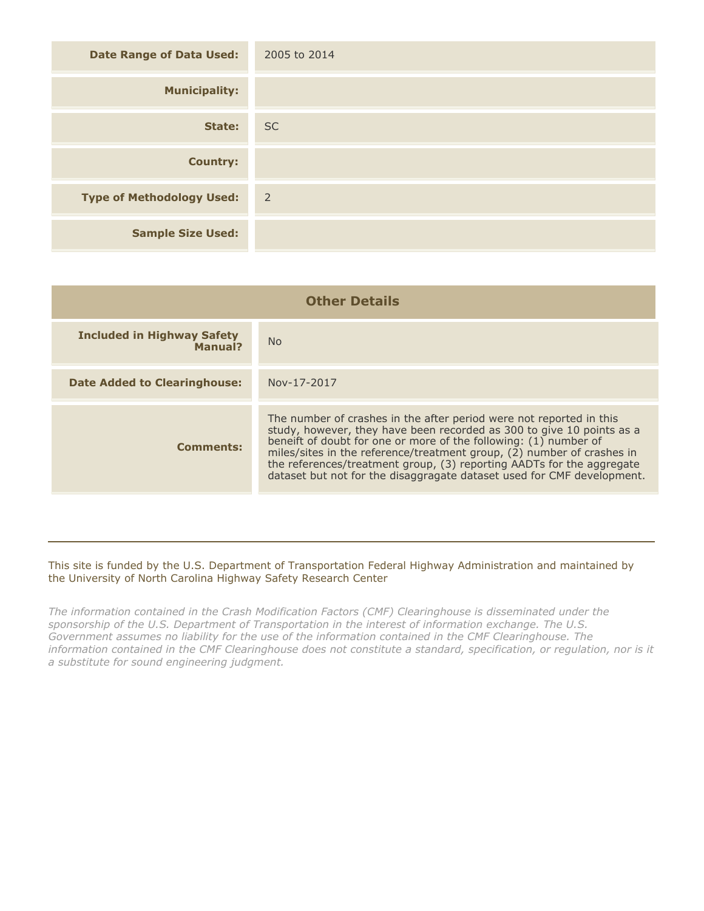| | |
|---|---|
| **Date Range of Data Used:** | 2005 to 2014 |
| **Municipality:** | |
| **State:** | SC |
| **Country:** | |
| **Type of Methodology Used:** | 2 |
| **Sample Size Used:** | |

| Other Details | |
|---|---|
| **Included in Highway Safety Manual?** | No |
| **Date Added to Clearinghouse:** | Nov-17-2017 |
| **Comments:** | The number of crashes in the after period were not reported in this study, however, they have been recorded as 300 to give 10 points as a beneift of doubt for one or more of the following: (1) number of miles/sites in the reference/treatment group, (2) number of crashes in the references/treatment group, (3) reporting AADTs for the aggregate dataset but not for the disaggragate dataset used for CMF development. |

This site is funded by the U.S. Department of Transportation Federal Highway Administration and maintained by the University of North Carolina Highway Safety Research Center

*The information contained in the Crash Modification Factors (CMF) Clearinghouse is disseminated under the sponsorship of the U.S. Department of Transportation in the interest of information exchange. The U.S. Government assumes no liability for the use of the information contained in the CMF Clearinghouse. The information contained in the CMF Clearinghouse does not constitute a standard, specification, or regulation, nor is it a substitute for sound engineering judgment.*